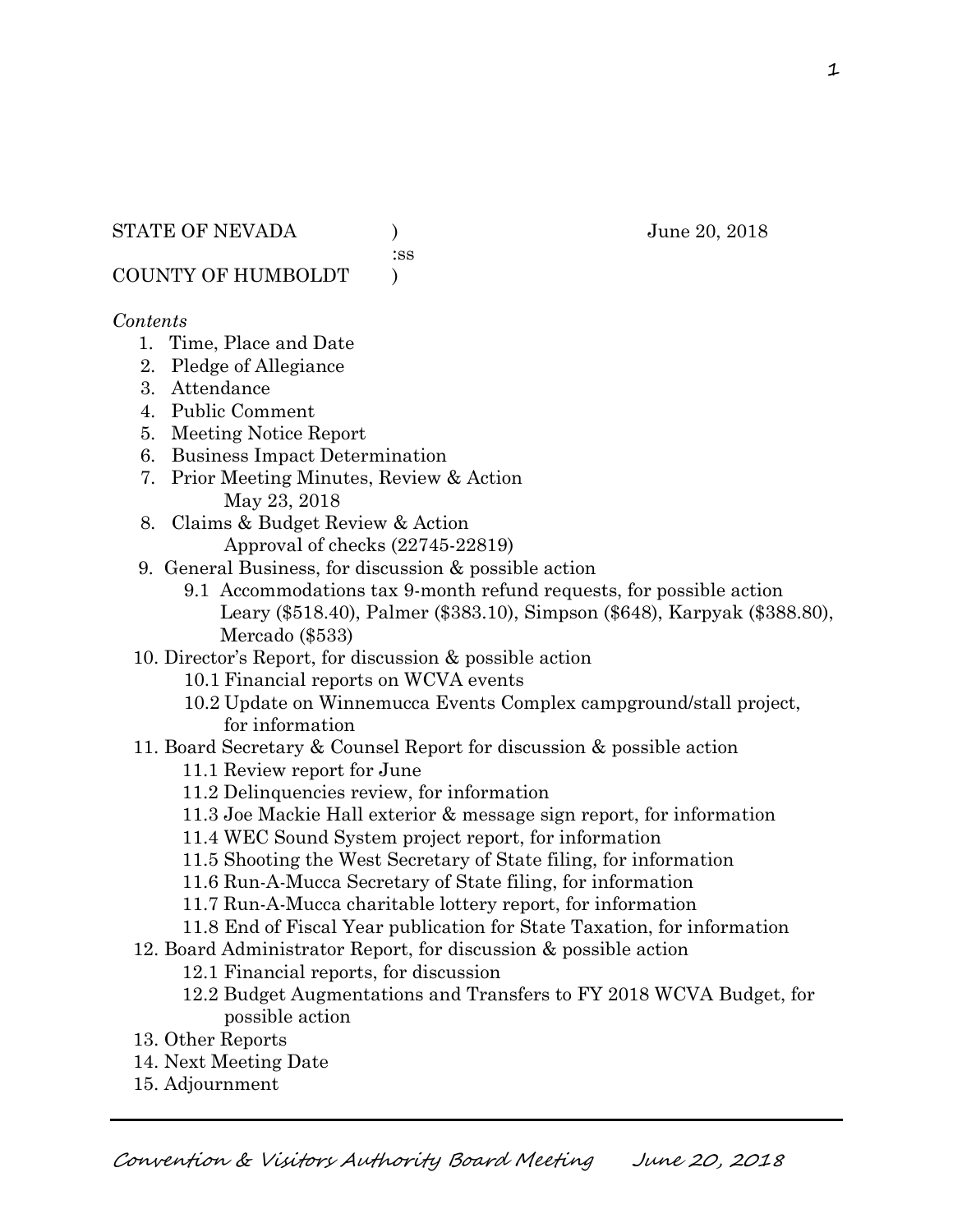STATE OF NEVADA ) June 20, 2018
:ss
COUNTY OF HUMBOLDT )

*Contents*

1. Time, Place and Date
2. Pledge of Allegiance
3. Attendance
4. Public Comment
5. Meeting Notice Report
6. Business Impact Determination
7. Prior Meeting Minutes, Review & Action
   May 23, 2018
8. Claims & Budget Review & Action
   Approval of checks (22745-22819)
9. General Business, for discussion & possible action
   - 9.1 Accommodations tax 9-month refund requests, for possible action
     Leary ($518.40), Palmer ($383.10), Simpson ($648), Karpyak ($388.80), Mercado ($533)
10. Director's Report, for discussion & possible action
    - 10.1 Financial reports on WCVA events
    - 10.2 Update on Winnemucca Events Complex campground/stall project, for information
11. Board Secretary & Counsel Report for discussion & possible action
    - 11.1 Review report for June
    - 11.2 Delinquencies review, for information
    - 11.3 Joe Mackie Hall exterior & message sign report, for information
    - 11.4 WEC Sound System project report, for information
    - 11.5 Shooting the West Secretary of State filing, for information
    - 11.6 Run-A-Mucca Secretary of State filing, for information
    - 11.7 Run-A-Mucca charitable lottery report, for information
    - 11.8 End of Fiscal Year publication for State Taxation, for information
12. Board Administrator Report, for discussion & possible action
    - 12.1 Financial reports, for discussion
    - 12.2 Budget Augmentations and Transfers to FY 2018 WCVA Budget, for possible action
13. Other Reports
14. Next Meeting Date
15. Adjournment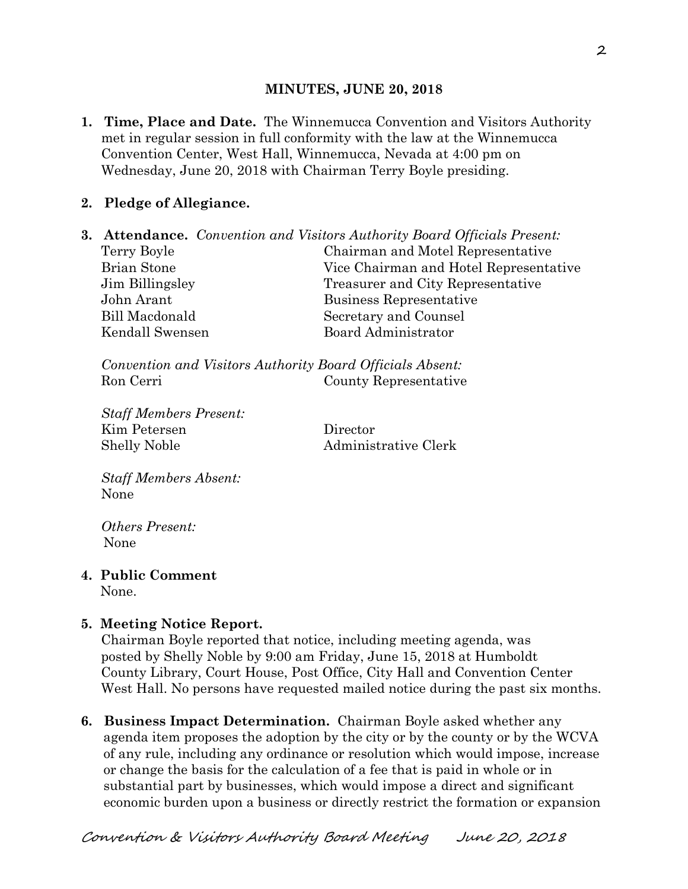**MINUTES, JUNE 20, 2018**

1. **Time, Place and Date.** The Winnemucca Convention and Visitors Authority met in regular session in full conformity with the law at the Winnemucca Convention Center, West Hall, Winnemucca, Nevada at 4:00 pm on Wednesday, June 20, 2018 with Chairman Terry Boyle presiding.

2. **Pledge of Allegiance.**

3. **Attendance.** *Convention and Visitors Authority Board Officials Present:*

| | |
|---|---|
| Terry Boyle | Chairman and Motel Representative |
| Brian Stone | Vice Chairman and Hotel Representative |
| Jim Billingsley | Treasurer and City Representative |
| John Arant | Business Representative |
| Bill Macdonald | Secretary and Counsel |
| Kendall Swensen | Board Administrator |

*Convention and Visitors Authority Board Officials Absent:*

| | |
|---|---|
| Ron Cerri | County Representative |

*Staff Members Present:*

| | |
|---|---|
| Kim Petersen | Director |
| Shelly Noble | Administrative Clerk |

*Staff Members Absent:*
None

*Others Present:*
None

4. **Public Comment**
None.

5. **Meeting Notice Report.**
Chairman Boyle reported that notice, including meeting agenda, was posted by Shelly Noble by 9:00 am Friday, June 15, 2018 at Humboldt County Library, Court House, Post Office, City Hall and Convention Center West Hall. No persons have requested mailed notice during the past six months.

6. **Business Impact Determination.** Chairman Boyle asked whether any agenda item proposes the adoption by the city or by the county or by the WCVA of any rule, including any ordinance or resolution which would impose, increase or change the basis for the calculation of a fee that is paid in whole or in substantial part by businesses, which would impose a direct and significant economic burden upon a business or directly restrict the formation or expansion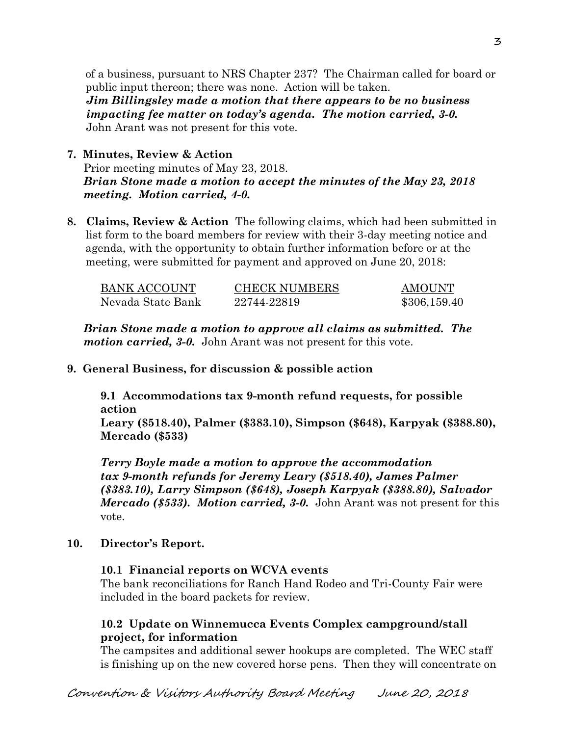of a business, pursuant to NRS Chapter 237? The Chairman called for board or public input thereon; there was none. Action will be taken.
***Jim Billingsley made a motion that there appears to be no business impacting fee matter on today's agenda. The motion carried, 3-0.*** John Arant was not present for this vote.

**7. Minutes, Review & Action**
Prior meeting minutes of May 23, 2018.
***Brian Stone made a motion to accept the minutes of the May 23, 2018 meeting. Motion carried, 4-0.***

**8. Claims, Review & Action** The following claims, which had been submitted in list form to the board members for review with their 3-day meeting notice and agenda, with the opportunity to obtain further information before or at the meeting, were submitted for payment and approved on June 20, 2018:

| BANK ACCOUNT | CHECK NUMBERS | AMOUNT |
|---|---|---|
| Nevada State Bank | 22744-22819 | $306,159.40 |

***Brian Stone made a motion to approve all claims as submitted. The motion carried, 3-0.*** John Arant was not present for this vote.

**9. General Business, for discussion & possible action**

**9.1 Accommodations tax 9-month refund requests, for possible action**
**Leary ($518.40), Palmer ($383.10), Simpson ($648), Karpyak ($388.80), Mercado ($533)**

***Terry Boyle made a motion to approve the accommodation tax 9-month refunds for Jeremy Leary ($518.40), James Palmer ($383.10), Larry Simpson ($648), Joseph Karpyak ($388.80), Salvador Mercado ($533). Motion carried, 3-0.*** John Arant was not present for this vote.

**10. Director's Report.**

**10.1 Financial reports on WCVA events**
The bank reconciliations for Ranch Hand Rodeo and Tri-County Fair were included in the board packets for review.

**10.2 Update on Winnemucca Events Complex campground/stall project, for information**
The campsites and additional sewer hookups are completed. The WEC staff is finishing up on the new covered horse pens. Then they will concentrate on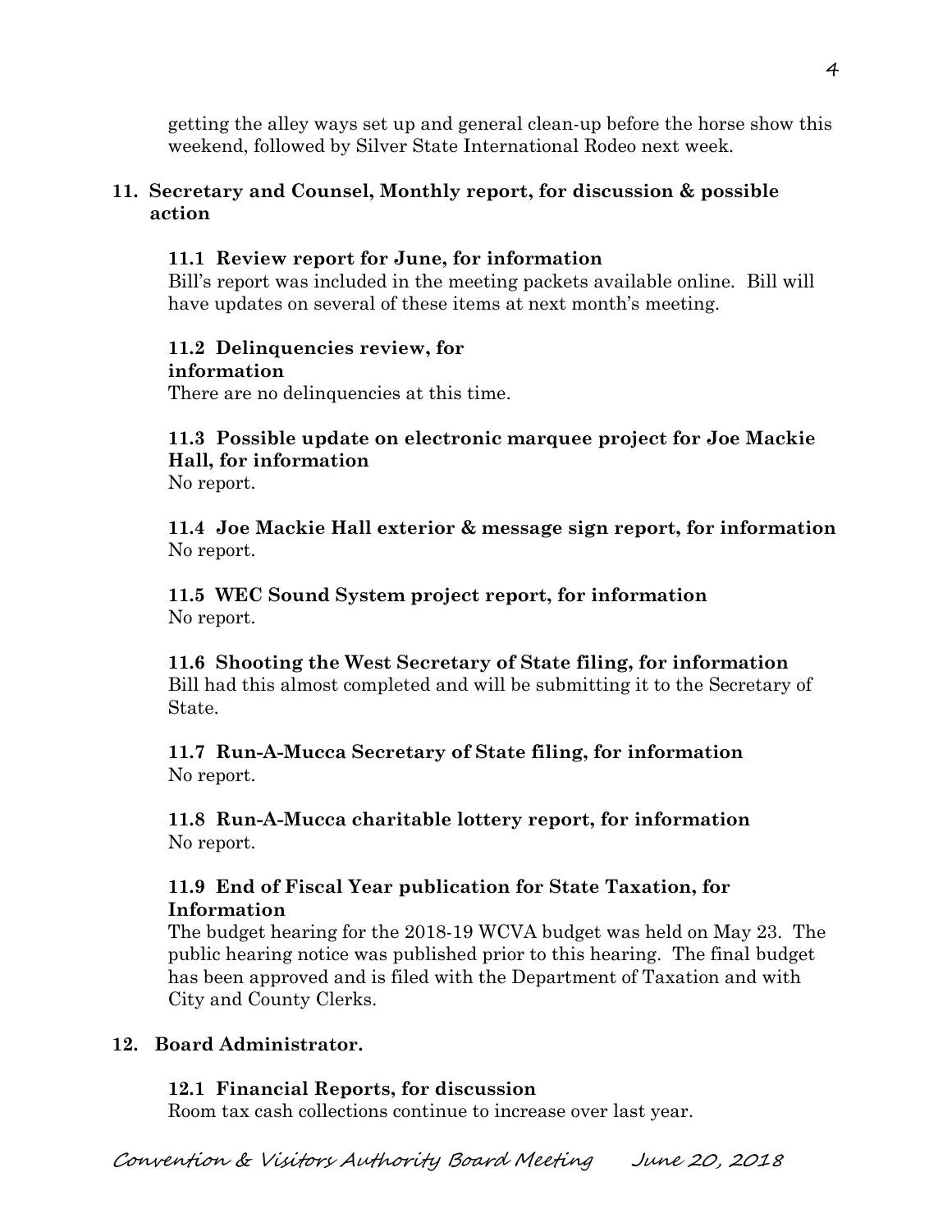getting the alley ways set up and general clean-up before the horse show this weekend, followed by Silver State International Rodeo next week.

**11. Secretary and Counsel, Monthly report, for discussion & possible action**

**11.1 Review report for June, for information**

Bill's report was included in the meeting packets available online. Bill will have updates on several of these items at next month's meeting.

**11.2 Delinquencies review, for information**

There are no delinquencies at this time.

**11.3 Possible update on electronic marquee project for Joe Mackie Hall, for information**

No report.

**11.4 Joe Mackie Hall exterior & message sign report, for information**

No report.

**11.5 WEC Sound System project report, for information**

No report.

**11.6 Shooting the West Secretary of State filing, for information**

Bill had this almost completed and will be submitting it to the Secretary of State.

**11.7 Run-A-Mucca Secretary of State filing, for information**

No report.

**11.8 Run-A-Mucca charitable lottery report, for information**

No report.

**11.9 End of Fiscal Year publication for State Taxation, for Information**

The budget hearing for the 2018-19 WCVA budget was held on May 23. The public hearing notice was published prior to this hearing. The final budget has been approved and is filed with the Department of Taxation and with City and County Clerks.

**12. Board Administrator.**

**12.1 Financial Reports, for discussion**

Room tax cash collections continue to increase over last year.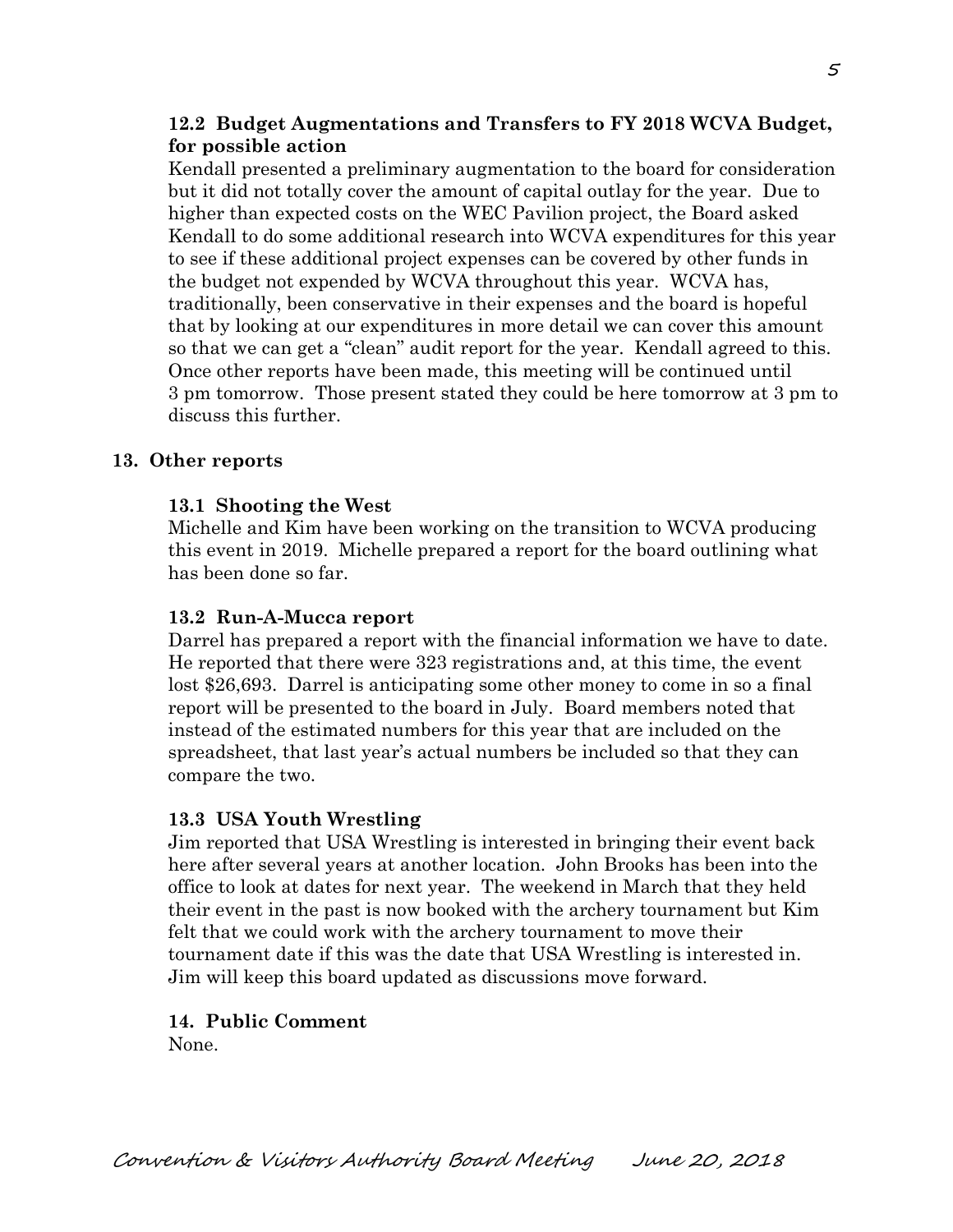**12.2 Budget Augmentations and Transfers to FY 2018 WCVA Budget, for possible action**

Kendall presented a preliminary augmentation to the board for consideration but it did not totally cover the amount of capital outlay for the year. Due to higher than expected costs on the WEC Pavilion project, the Board asked Kendall to do some additional research into WCVA expenditures for this year to see if these additional project expenses can be covered by other funds in the budget not expended by WCVA throughout this year. WCVA has, traditionally, been conservative in their expenses and the board is hopeful that by looking at our expenditures in more detail we can cover this amount so that we can get a "clean" audit report for the year. Kendall agreed to this. Once other reports have been made, this meeting will be continued until 3 pm tomorrow. Those present stated they could be here tomorrow at 3 pm to discuss this further.

**13. Other reports**

**13.1 Shooting the West**

Michelle and Kim have been working on the transition to WCVA producing this event in 2019. Michelle prepared a report for the board outlining what has been done so far.

**13.2 Run-A-Mucca report**

Darrel has prepared a report with the financial information we have to date. He reported that there were 323 registrations and, at this time, the event lost $26,693. Darrel is anticipating some other money to come in so a final report will be presented to the board in July. Board members noted that instead of the estimated numbers for this year that are included on the spreadsheet, that last year's actual numbers be included so that they can compare the two.

**13.3 USA Youth Wrestling**

Jim reported that USA Wrestling is interested in bringing their event back here after several years at another location. John Brooks has been into the office to look at dates for next year. The weekend in March that they held their event in the past is now booked with the archery tournament but Kim felt that we could work with the archery tournament to move their tournament date if this was the date that USA Wrestling is interested in. Jim will keep this board updated as discussions move forward.

**14. Public Comment**

None.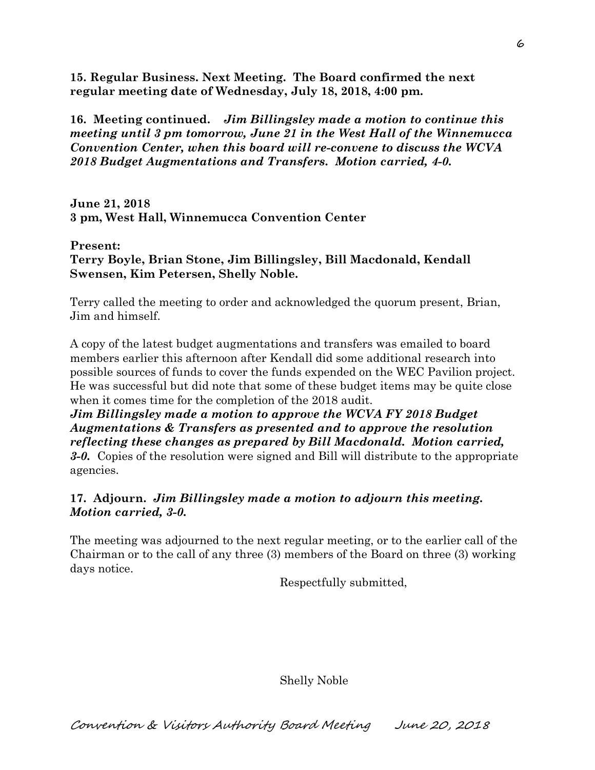**15. Regular Business. Next Meeting. The Board confirmed the next regular meeting date of Wednesday, July 18, 2018, 4:00 pm.**

**16. Meeting continued.** ***Jim Billingsley made a motion to continue this meeting until 3 pm tomorrow, June 21 in the West Hall of the Winnemucca Convention Center, when this board will re-convene to discuss the WCVA 2018 Budget Augmentations and Transfers. Motion carried, 4-0.***

**June 21, 2018**
**3 pm, West Hall, Winnemucca Convention Center**

**Present:**
**Terry Boyle, Brian Stone, Jim Billingsley, Bill Macdonald, Kendall Swensen, Kim Petersen, Shelly Noble.**

Terry called the meeting to order and acknowledged the quorum present, Brian, Jim and himself.

A copy of the latest budget augmentations and transfers was emailed to board members earlier this afternoon after Kendall did some additional research into possible sources of funds to cover the funds expended on the WEC Pavilion project. He was successful but did note that some of these budget items may be quite close when it comes time for the completion of the 2018 audit.
***Jim Billingsley made a motion to approve the WCVA FY 2018 Budget Augmentations & Transfers as presented and to approve the resolution reflecting these changes as prepared by Bill Macdonald. Motion carried, 3-0.*** Copies of the resolution were signed and Bill will distribute to the appropriate agencies.

**17. Adjourn.** ***Jim Billingsley made a motion to adjourn this meeting. Motion carried, 3-0.***

The meeting was adjourned to the next regular meeting, or to the earlier call of the Chairman or to the call of any three (3) members of the Board on three (3) working days notice.

Respectfully submitted,

Shelly Noble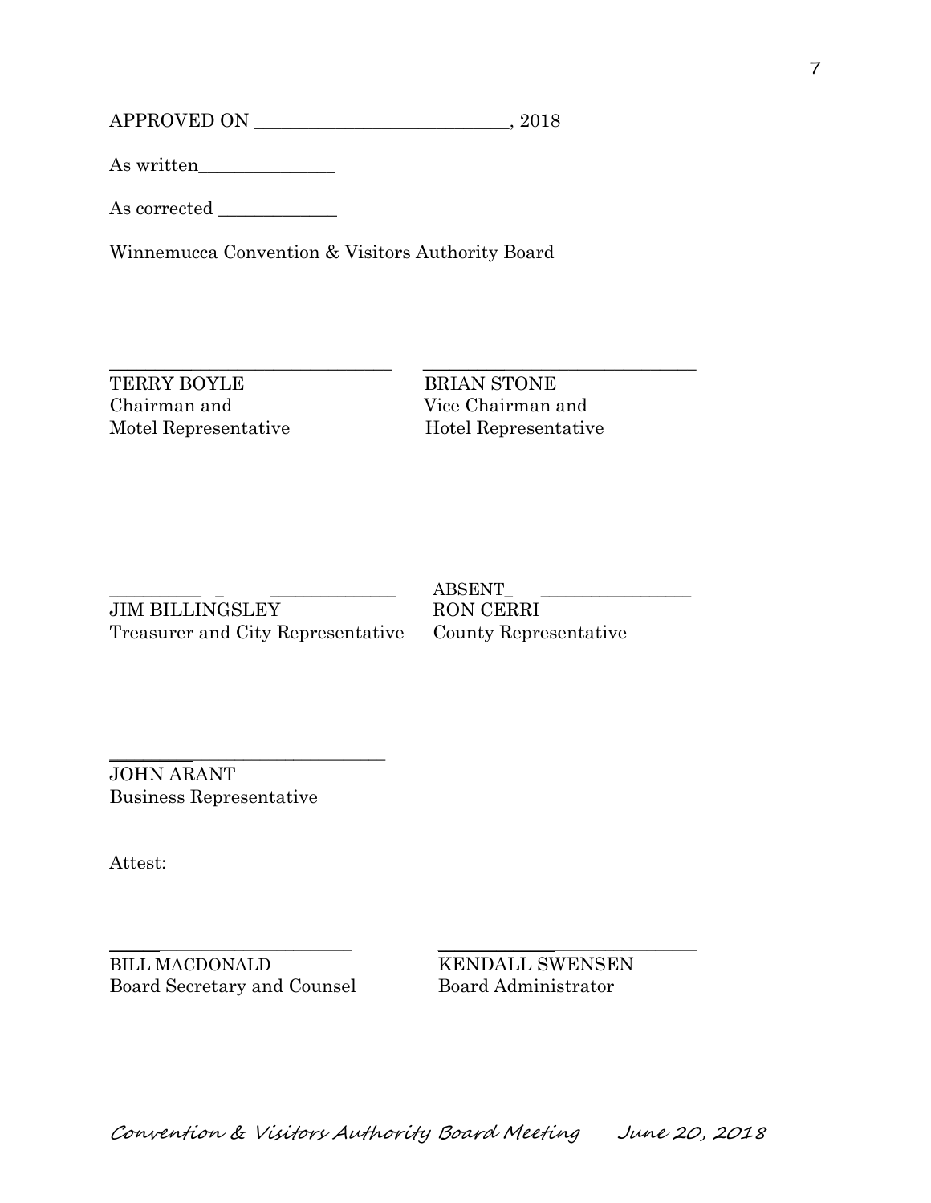APPROVED ON ____________________________, 2018

As written_______________

As corrected _____________

Winnemucca Convention & Visitors Authority Board

_______________________________ _______________________________

TERRY BOYLE
Chairman and
Motel Representative

BRIAN STONE
Vice Chairman and
Hotel Representative

_______________________________ ABSENT____________________

JIM BILLINGSLEY
Treasurer and City Representative

RON CERRI
County Representative

_______________________________

JOHN ARANT
Business Representative

Attest:

_______________________________ _______________________________

BILL MACDONALD
Board Secretary and Counsel

KENDALL SWENSEN
Board Administrator